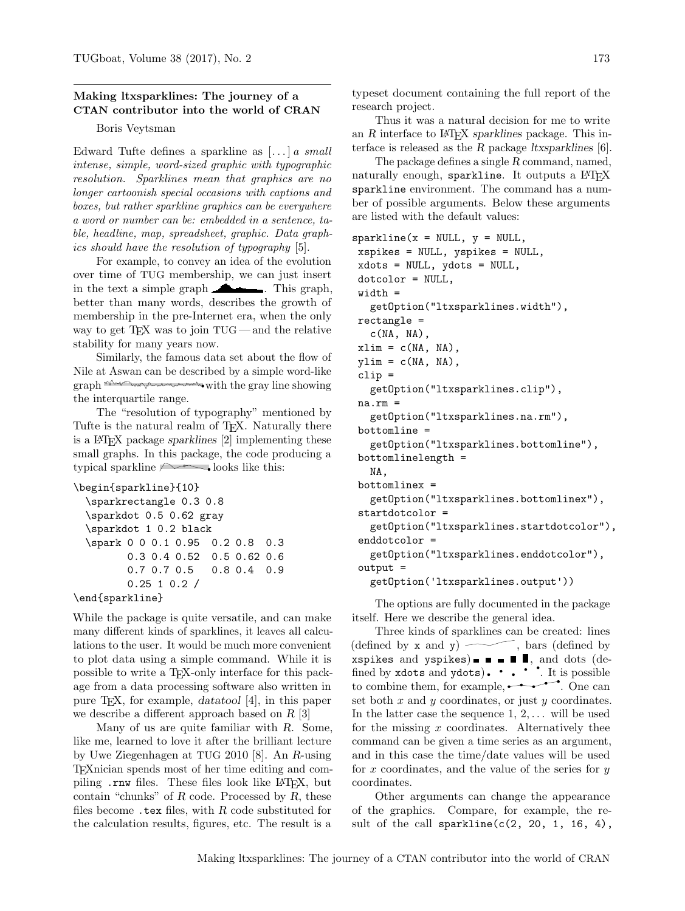## Making ltxsparklines: The journey of a CTAN contributor into the world of CRAN

Boris Veytsman

Edward Tufte defines a sparkline as [...] *a small intense, simple, word-sized graphic with typographic resolution. Sparklines mean that graphics are no longer cartoonish special occasions with captions and boxes, but rather sparkline graphics can be everywhere a word or number can be: embedded in a sentence, table, headline, map, spreadsheet, graphic. Data graphics should have the resolution of typography* [5].

For example, to convey an idea of the evolution over time of TUG membership, we can just insert in the text a simple graph . This graph, better than many words, describes the growth of membership in the pre-Internet era, when the only way to get TEX was to join TUG — and the relative stability for many years now.

Similarly, the famous data set about the flow of Nile at Aswan can be described by a simple word-like graph with the gray line showing the interquartile range.

The "resolution of typography" mentioned by Tufte is the natural realm of TEX. Naturally there is a LATEX package *sparklines* [2] implementing these small graphs. In this package, the code producing a typical sparkline looks like this:

```
\begin{sparkline}{10}
  \sparkrectangle 0.3 0.8
  \sparkdot 0.5 0.62 gray
  \sparkdot 1 0.2 black
  \spark 0 0 0.1 0.95  0.2 0.8  0.3
         0.3 0.4 0.52  0.5 0.62 0.6
         0.7 0.7 0.5   0.8 0.4  0.9
         0.25 1 0.2 /
\end{sparkline}
```

While the package is quite versatile, and can make many different kinds of sparklines, it leaves all calculations to the user. It would be much more convenient to plot data using a simple command. While it is possible to write a TEX-only interface for this package from a data processing software also written in pure TEX, for example, *datatool* [4], in this paper we describe a different approach based on *R* [3]

Many of us are quite familiar with *R*. Some, like me, learned to love it after the brilliant lecture by Uwe Ziegenhagen at TUG 2010 [8]. An *R*-using TEXnician spends most of her time editing and compiling `.rnw` files. These files look like LATEX, but contain "chunks" of *R* code. Processed by *R*, these files become `.tex` files, with *R* code substituted for the calculation results, figures, etc. The result is a typeset document containing the full report of the research project.

Thus it was a natural decision for me to write an *R* interface to LATEX *sparklines* package. This interface is released as the *R* package *ltxsparklines* [6].

The package defines a single *R* command, named, naturally enough, `sparkline`. It outputs a LATEX `sparkline` environment. The command has a number of possible arguments. Below these arguments are listed with the default values:

```
sparkline(x = NULL, y = NULL,
 xspikes = NULL, yspikes = NULL,
 xdots = NULL, ydots = NULL,
 dotcolor = NULL,
 width =
   getOption("ltxsparklines.width"),
 rectangle =
   c(NA, NA),
 xlim = c(NA, NA),
 ylim = c(NA, NA),
 clip =
   getOption("ltxsparklines.clip"),
 na.rm =
   getOption("ltxsparklines.na.rm"),
 bottomline =
   getOption("ltxsparklines.bottomline"),
 bottomlinelength =
   NA,
 bottomlinex =
   getOption("ltxsparklines.bottomlinex"),
 startdotcolor =
   getOption("ltxsparklines.startdotcolor"),
 enddotcolor =
   getOption("ltxsparklines.enddotcolor"),
 output =
   getOption('ltxsparklines.output'))
```

The options are fully documented in the package itself. Here we describe the general idea.

Three kinds of sparklines can be created: lines (defined by `x` and `y`) , bars (defined by `xspikes` and `yspikes`) , and dots (defined by `xdots` and `ydots`) . It is possible to combine them, for example, . One can set both $x$ and $y$ coordinates, or just $y$ coordinates. In the latter case the sequence $1, 2, \ldots$ will be used for the missing $x$ coordinates. Alternatively thee command can be given a time series as an argument, and in this case the time/date values will be used for $x$ coordinates, and the value of the series for $y$ coordinates.

Other arguments can change the appearance of the graphics. Compare, for example, the result of the call `sparkline(c(2, 20, 1, 16, 4),`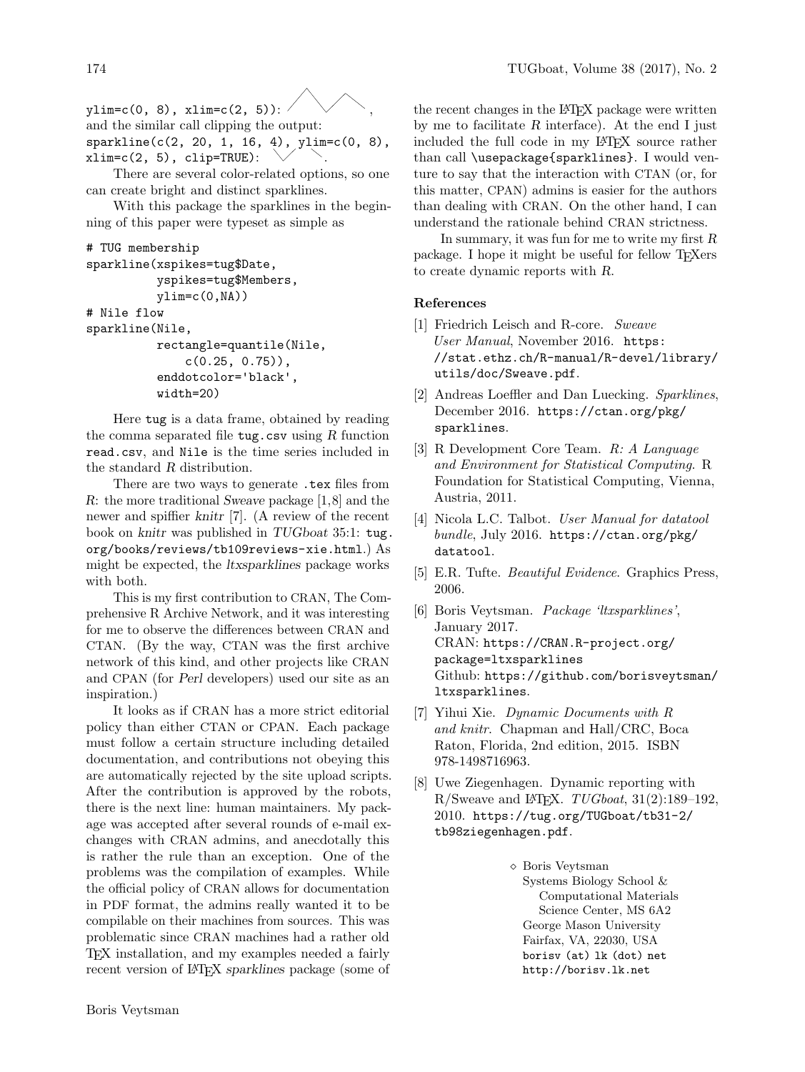ylim=c(0, 8), xlim=c(2, 5)): ,
and the similar call clipping the output:
sparkline(c(2, 20, 1, 16, 4), ylim=c(0, 8), xlim=c(2, 5), clip=TRUE): .

There are several color-related options, so one can create bright and distinct sparklines.

With this package the sparklines in the beginning of this paper were typeset as simple as

```
# TUG membership
sparkline(xspikes=tug$Date,
          yspikes=tug$Members,
          ylim=c(0,NA))
# Nile flow
sparkline(Nile,
          rectangle=quantile(Nile,
              c(0.25, 0.75)),
          enddotcolor='black',
          width=20)
```

Here `tug` is a data frame, obtained by reading the comma separated file `tug.csv` using *R* function `read.csv`, and `Nile` is the time series included in the standard *R* distribution.

There are two ways to generate `.tex` files from *R*: the more traditional *Sweave* package [1,8] and the newer and spiffier *knitr* [7]. (A review of the recent book on *knitr* was published in *TUGboat* 35:1: `tug.org/books/reviews/tb109reviews-xie.html`.) As might be expected, the *ltxsparklines* package works with both.

This is my first contribution to CRAN, The Comprehensive R Archive Network, and it was interesting for me to observe the differences between CRAN and CTAN. (By the way, CTAN was the first archive network of this kind, and other projects like CRAN and CPAN (for *Perl* developers) used our site as an inspiration.)

It looks as if CRAN has a more strict editorial policy than either CTAN or CPAN. Each package must follow a certain structure including detailed documentation, and contributions not obeying this are automatically rejected by the site upload scripts. After the contribution is approved by the robots, there is the next line: human maintainers. My package was accepted after several rounds of e-mail exchanges with CRAN admins, and anecdotally this is rather the rule than an exception. One of the problems was the compilation of examples. While the official policy of CRAN allows for documentation in PDF format, the admins really wanted it to be compilable on their machines from sources. This was problematic since CRAN machines had a rather old TeX installation, and my examples needed a fairly recent version of LaTeX *sparklines* package (some of the recent changes in the LaTeX package were written by me to facilitate *R* interface). At the end I just included the full code in my LaTeX source rather than call `\usepackage{sparklines}`. I would venture to say that the interaction with CTAN (or, for this matter, CPAN) admins is easier for the authors than dealing with CRAN. On the other hand, I can understand the rationale behind CRAN strictness.

In summary, it was fun for me to write my first *R* package. I hope it might be useful for fellow TeXers to create dynamic reports with *R*.

### References

[1] Friedrich Leisch and R-core. *Sweave User Manual*, November 2016. `https://stat.ethz.ch/R-manual/R-devel/library/utils/doc/Sweave.pdf`.

[2] Andreas Loeffler and Dan Luecking. *Sparklines*, December 2016. `https://ctan.org/pkg/sparklines`.

[3] R Development Core Team. *R: A Language and Environment for Statistical Computing*. R Foundation for Statistical Computing, Vienna, Austria, 2011.

[4] Nicola L.C. Talbot. *User Manual for datatool bundle*, July 2016. `https://ctan.org/pkg/datatool`.

[5] E.R. Tufte. *Beautiful Evidence*. Graphics Press, 2006.

[6] Boris Veytsman. *Package 'ltxsparklines'*, January 2017.
CRAN: `https://CRAN.R-project.org/package=ltxsparklines`
Github: `https://github.com/borisveytsman/ltxsparklines`.

[7] Yihui Xie. *Dynamic Documents with R and knitr*. Chapman and Hall/CRC, Boca Raton, Florida, 2nd edition, 2015. ISBN 978-1498716963.

[8] Uwe Ziegenhagen. Dynamic reporting with R/Sweave and LaTeX. *TUGboat*, 31(2):189–192, 2010. `https://tug.org/TUGboat/tb31-2/tb98ziegenhagen.pdf`.

◇ Boris Veytsman
Systems Biology School & Computational Materials Science Center, MS 6A2
George Mason University
Fairfax, VA, 22030, USA
`borisv (at) lk (dot) net`
`http://borisv.lk.net`